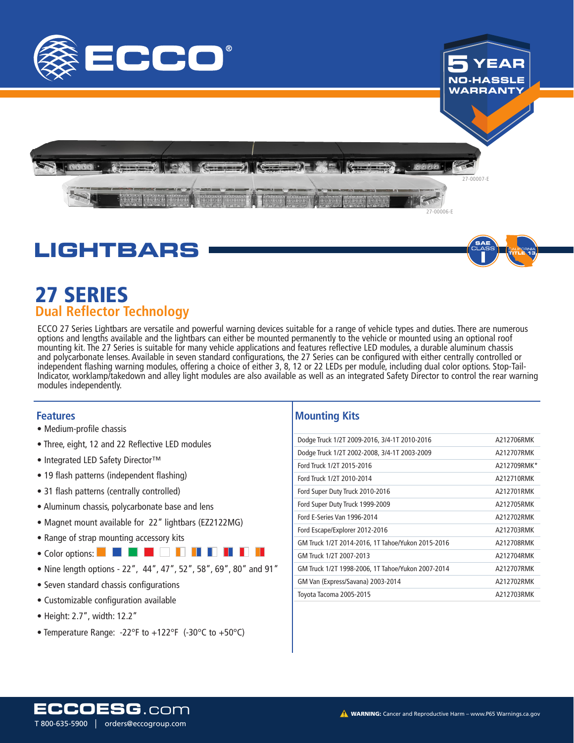# ECCO®

5 YEAR NO-HASSLE WARRANTY

27-00007-E

27-00006-E

## LIGHTBARS

SAE CLASS I | CALIFORNIA TITLE 13

# 27 SERIES

## Dual Reflector Technology

ECCO 27 Series Lightbars are versatile and powerful warning devices suitable for a range of vehicle types and duties. There are numerous options and lengths available and the lightbars can either be mounted permanently to the vehicle or mounted using an optional roof mounting kit. The 27 Series is suitable for many vehicle applications and features reflective LED modules, a durable aluminum chassis and polycarbonate lenses. Available in seven standard configurations, the 27 Series can be configured with either centrally controlled or independent flashing warning modules, offering a choice of either 3, 8, 12 or 22 LEDs per module, including dual color options. Stop-Tail-Indicator, worklamp/takedown and alley light modules are also available as well as an integrated Safety Director to control the rear warning modules independently.

### Features

- Medium-profile chassis
- Three, eight, 12 and 22 Reflective LED modules
- Integrated LED Safety Director™
- 19 flash patterns (independent flashing)
- 31 flash patterns (centrally controlled)
- Aluminum chassis, polycarbonate base and lens
- Magnet mount available for 22" lightbars (EZ2122MG)
- Range of strap mounting accessory kits
- Color options:
- Nine length options - 22", 44", 47", 52", 58", 69", 80" and 91"
- Seven standard chassis configurations
- Customizable configuration available
- Height: 2.7", width: 12.2"
- Temperature Range: -22°F to +122°F (-30°C to +50°C)

### Mounting Kits

| Vehicle | Kit |
|---|---|
| Dodge Truck 1/2T 2009-2016, 3/4-1T 2010-2016 | A212706RMK |
| Dodge Truck 1/2T 2002-2008, 3/4-1T 2003-2009 | A212707RMK |
| Ford Truck 1/2T 2015-2016 | A212709RMK* |
| Ford Truck 1/2T 2010-2014 | A212710RMK |
| Ford Super Duty Truck 2010-2016 | A212701RMK |
| Ford Super Duty Truck 1999-2009 | A212705RMK |
| Ford E-Series Van 1996-2014 | A212702RMK |
| Ford Escape/Explorer 2012-2016 | A212703RMK |
| GM Truck 1/2T 2014-2016, 1T Tahoe/Yukon 2015-2016 | A212708RMK |
| GM Truck 1/2T 2007-2013 | A212704RMK |
| GM Truck 1/2T 1998-2006, 1T Tahoe/Yukon 2007-2014 | A212707RMK |
| GM Van (Express/Savana) 2003-2014 | A212702RMK |
| Toyota Tacoma 2005-2015 | A212703RMK |

ECCOESG.com
T 800-635-5900 | orders@eccogroup.com

**WARNING:** Cancer and Reproductive Harm – www.P65 Warnings.ca.gov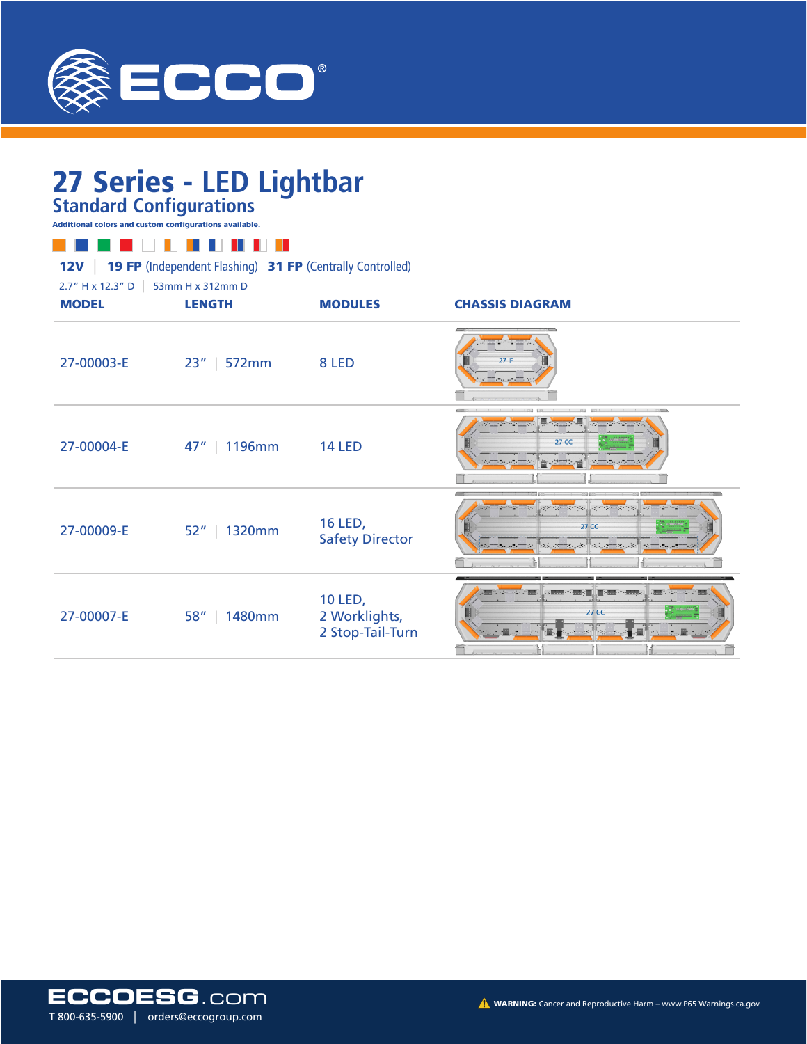# 27 Series - LED Lightbar

## Standard Configurations

**Additional colors and custom configurations available.**

**12V** | **19 FP** (Independent Flashing) **31 FP** (Centrally Controlled)

2.7" H x 12.3" D | 53mm H x 312mm D

| MODEL | LENGTH | MODULES | CHASSIS DIAGRAM |
|---|---|---|---|
| 27-00003-E | 23" \| 572mm | 8 LED | 27 IF |
| 27-00004-E | 47" \| 1196mm | 14 LED | 27 CC |
| 27-00009-E | 52" \| 1320mm | 16 LED, Safety Director | 27 CC |
| 27-00007-E | 58" \| 1480mm | 10 LED, 2 Worklights, 2 Stop-Tail-Turn | 27 CC |

ECCOESG.com

T 800-635-5900 | orders@eccogroup.com

**WARNING:** Cancer and Reproductive Harm – www.P65 Warnings.ca.gov